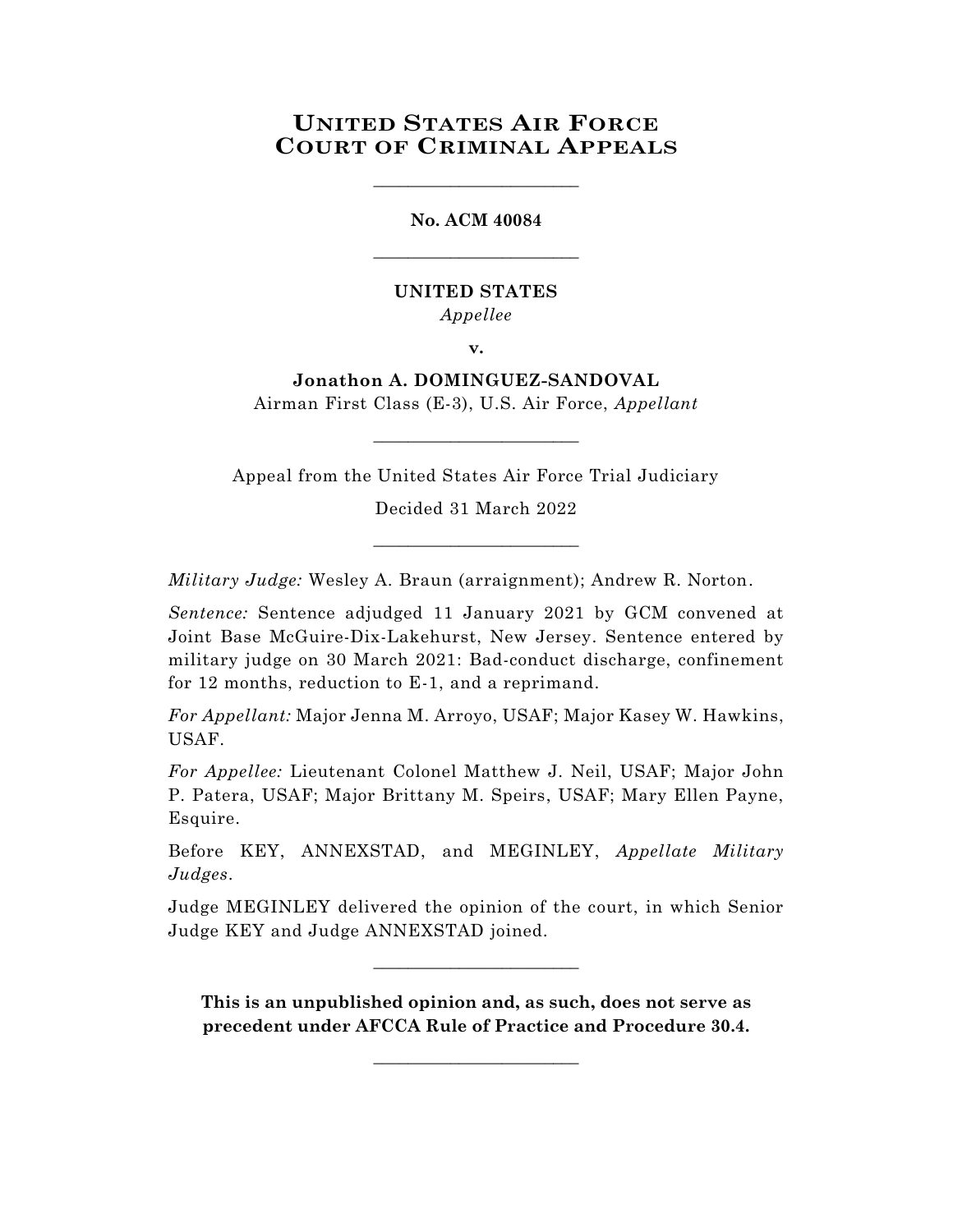# United States Air Force Court of Criminal Appeals

________________________

**No. ACM 40084**

________________________

**UNITED STATES**

*Appellee*

**v.**

**Jonathon A. DOMINGUEZ-SANDOVAL**

Airman First Class (E-3), U.S. Air Force, *Appellant*

________________________

Appeal from the United States Air Force Trial Judiciary

Decided 31 March 2022

________________________

*Military Judge:* Wesley A. Braun (arraignment); Andrew R. Norton.

*Sentence:* Sentence adjudged 11 January 2021 by GCM convened at Joint Base McGuire-Dix-Lakehurst, New Jersey. Sentence entered by military judge on 30 March 2021: Bad-conduct discharge, confinement for 12 months, reduction to E-1, and a reprimand.

*For Appellant:* Major Jenna M. Arroyo, USAF; Major Kasey W. Hawkins, USAF.

*For Appellee:* Lieutenant Colonel Matthew J. Neil, USAF; Major John P. Patera, USAF; Major Brittany M. Speirs, USAF; Mary Ellen Payne, Esquire.

Before KEY, ANNEXSTAD, and MEGINLEY, *Appellate Military Judges*.

Judge MEGINLEY delivered the opinion of the court, in which Senior Judge KEY and Judge ANNEXSTAD joined.

________________________

**This is an unpublished opinion and, as such, does not serve as precedent under AFCCA Rule of Practice and Procedure 30.4.**

________________________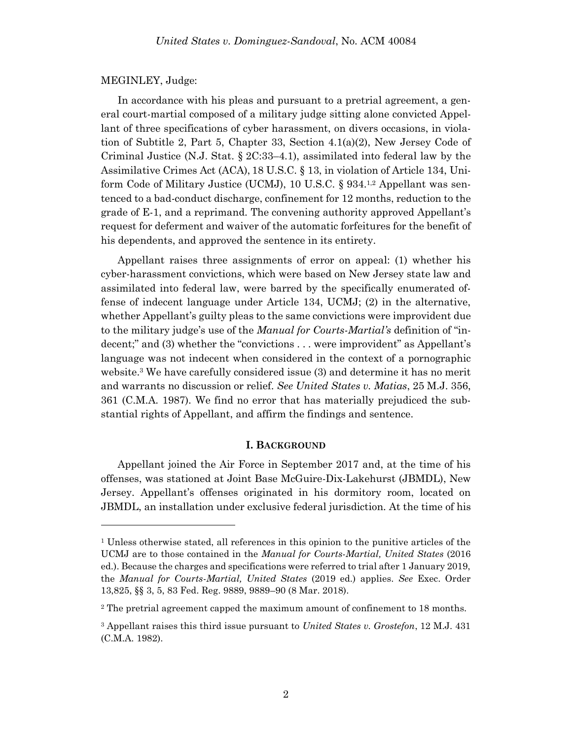MEGINLEY, Judge:

In accordance with his pleas and pursuant to a pretrial agreement, a general court-martial composed of a military judge sitting alone convicted Appellant of three specifications of cyber harassment, on divers occasions, in violation of Subtitle 2, Part 5, Chapter 33, Section 4.1(a)(2), New Jersey Code of Criminal Justice (N.J. Stat. § 2C:33–4.1), assimilated into federal law by the Assimilative Crimes Act (ACA), 18 U.S.C. § 13, in violation of Article 134, Uniform Code of Military Justice (UCMJ), 10 U.S.C. § 934.[1,2] Appellant was sentenced to a bad-conduct discharge, confinement for 12 months, reduction to the grade of E-1, and a reprimand. The convening authority approved Appellant's request for deferment and waiver of the automatic forfeitures for the benefit of his dependents, and approved the sentence in its entirety.

Appellant raises three assignments of error on appeal: (1) whether his cyber-harassment convictions, which were based on New Jersey state law and assimilated into federal law, were barred by the specifically enumerated offense of indecent language under Article 134, UCMJ; (2) in the alternative, whether Appellant's guilty pleas to the same convictions were improvident due to the military judge's use of the *Manual for Courts-Martial's* definition of "indecent;" and (3) whether the "convictions . . . were improvident" as Appellant's language was not indecent when considered in the context of a pornographic website.[3] We have carefully considered issue (3) and determine it has no merit and warrants no discussion or relief. *See United States v. Matias*, 25 M.J. 356, 361 (C.M.A. 1987). We find no error that has materially prejudiced the substantial rights of Appellant, and affirm the findings and sentence.

## I. BACKGROUND

Appellant joined the Air Force in September 2017 and, at the time of his offenses, was stationed at Joint Base McGuire-Dix-Lakehurst (JBMDL), New Jersey. Appellant's offenses originated in his dormitory room, located on JBMDL, an installation under exclusive federal jurisdiction. At the time of his

---

[1] Unless otherwise stated, all references in this opinion to the punitive articles of the UCMJ are to those contained in the *Manual for Courts-Martial, United States* (2016 ed.). Because the charges and specifications were referred to trial after 1 January 2019, the *Manual for Courts-Martial, United States* (2019 ed.) applies. *See* Exec. Order 13,825, §§ 3, 5, 83 Fed. Reg. 9889, 9889–90 (8 Mar. 2018).

[2] The pretrial agreement capped the maximum amount of confinement to 18 months.

[3] Appellant raises this third issue pursuant to *United States v. Grostefon*, 12 M.J. 431 (C.M.A. 1982).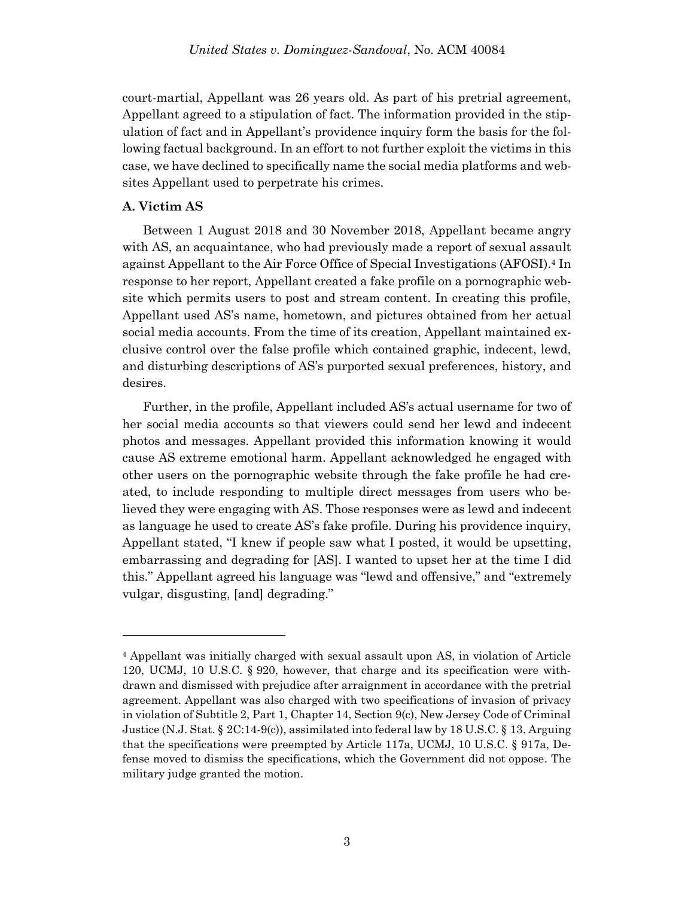court-martial, Appellant was 26 years old. As part of his pretrial agreement, Appellant agreed to a stipulation of fact. The information provided in the stipulation of fact and in Appellant's providence inquiry form the basis for the following factual background. In an effort to not further exploit the victims in this case, we have declined to specifically name the social media platforms and websites Appellant used to perpetrate his crimes.

### A. Victim AS

Between 1 August 2018 and 30 November 2018, Appellant became angry with AS, an acquaintance, who had previously made a report of sexual assault against Appellant to the Air Force Office of Special Investigations (AFOSI).[4] In response to her report, Appellant created a fake profile on a pornographic website which permits users to post and stream content. In creating this profile, Appellant used AS's name, hometown, and pictures obtained from her actual social media accounts. From the time of its creation, Appellant maintained exclusive control over the false profile which contained graphic, indecent, lewd, and disturbing descriptions of AS's purported sexual preferences, history, and desires.

Further, in the profile, Appellant included AS's actual username for two of her social media accounts so that viewers could send her lewd and indecent photos and messages. Appellant provided this information knowing it would cause AS extreme emotional harm. Appellant acknowledged he engaged with other users on the pornographic website through the fake profile he had created, to include responding to multiple direct messages from users who believed they were engaging with AS. Those responses were as lewd and indecent as language he used to create AS's fake profile. During his providence inquiry, Appellant stated, "I knew if people saw what I posted, it would be upsetting, embarrassing and degrading for [AS]. I wanted to upset her at the time I did this." Appellant agreed his language was "lewd and offensive," and "extremely vulgar, disgusting, [and] degrading."

---

[4] Appellant was initially charged with sexual assault upon AS, in violation of Article 120, UCMJ, 10 U.S.C. § 920, however, that charge and its specification were withdrawn and dismissed with prejudice after arraignment in accordance with the pretrial agreement. Appellant was also charged with two specifications of invasion of privacy in violation of Subtitle 2, Part 1, Chapter 14, Section 9(c), New Jersey Code of Criminal Justice (N.J. Stat. § 2C:14-9(c)), assimilated into federal law by 18 U.S.C. § 13. Arguing that the specifications were preempted by Article 117a, UCMJ, 10 U.S.C. § 917a, Defense moved to dismiss the specifications, which the Government did not oppose. The military judge granted the motion.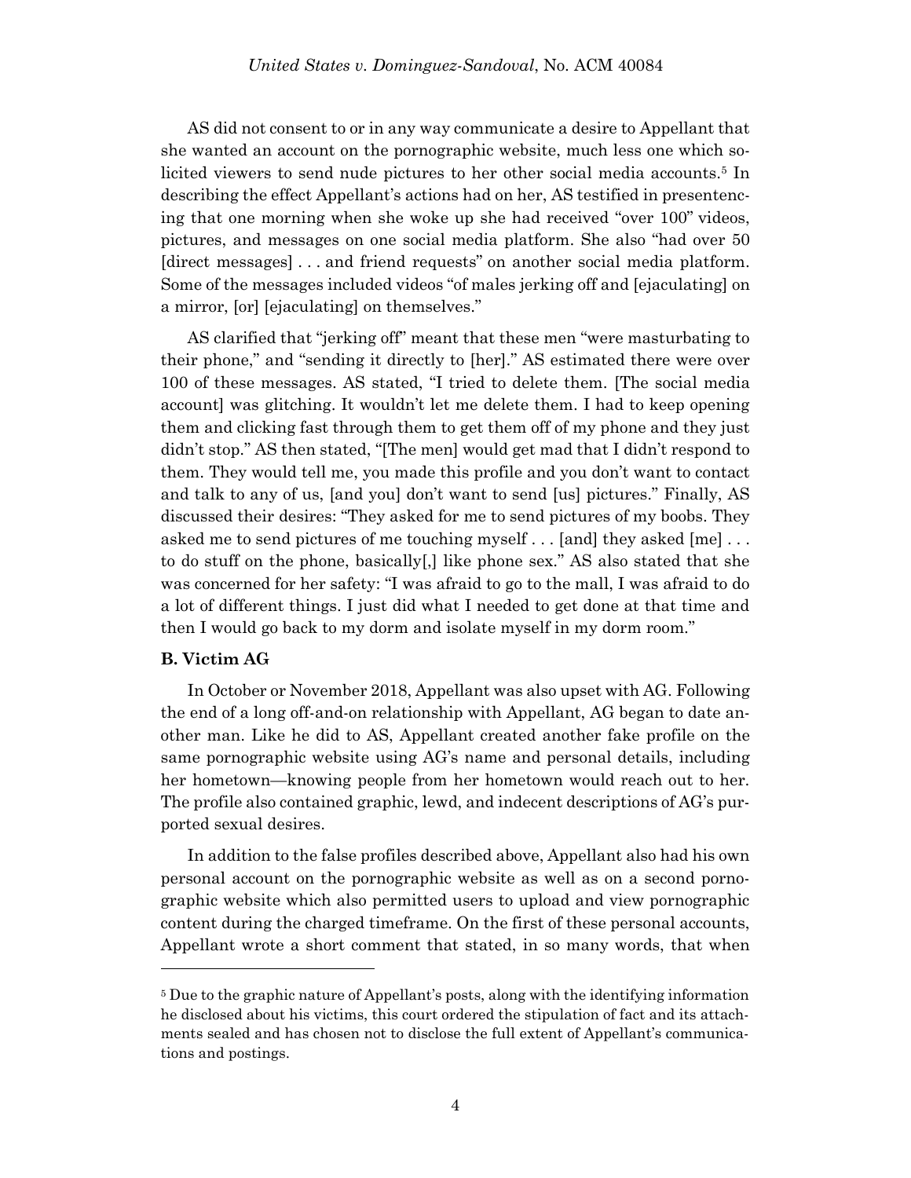AS did not consent to or in any way communicate a desire to Appellant that she wanted an account on the pornographic website, much less one which solicited viewers to send nude pictures to her other social media accounts.[5] In describing the effect Appellant's actions had on her, AS testified in presentencing that one morning when she woke up she had received "over 100" videos, pictures, and messages on one social media platform. She also "had over 50 [direct messages] . . . and friend requests" on another social media platform. Some of the messages included videos "of males jerking off and [ejaculating] on a mirror, [or] [ejaculating] on themselves."

AS clarified that "jerking off" meant that these men "were masturbating to their phone," and "sending it directly to [her]." AS estimated there were over 100 of these messages. AS stated, "I tried to delete them. [The social media account] was glitching. It wouldn't let me delete them. I had to keep opening them and clicking fast through them to get them off of my phone and they just didn't stop." AS then stated, "[The men] would get mad that I didn't respond to them. They would tell me, you made this profile and you don't want to contact and talk to any of us, [and you] don't want to send [us] pictures." Finally, AS discussed their desires: "They asked for me to send pictures of my boobs. They asked me to send pictures of me touching myself . . . [and] they asked [me] . . . to do stuff on the phone, basically[,] like phone sex." AS also stated that she was concerned for her safety: "I was afraid to go to the mall, I was afraid to do a lot of different things. I just did what I needed to get done at that time and then I would go back to my dorm and isolate myself in my dorm room."

### B. Victim AG

In October or November 2018, Appellant was also upset with AG. Following the end of a long off-and-on relationship with Appellant, AG began to date another man. Like he did to AS, Appellant created another fake profile on the same pornographic website using AG's name and personal details, including her hometown—knowing people from her hometown would reach out to her. The profile also contained graphic, lewd, and indecent descriptions of AG's purported sexual desires.

In addition to the false profiles described above, Appellant also had his own personal account on the pornographic website as well as on a second pornographic website which also permitted users to upload and view pornographic content during the charged timeframe. On the first of these personal accounts, Appellant wrote a short comment that stated, in so many words, that when

---

[5] Due to the graphic nature of Appellant's posts, along with the identifying information he disclosed about his victims, this court ordered the stipulation of fact and its attachments sealed and has chosen not to disclose the full extent of Appellant's communications and postings.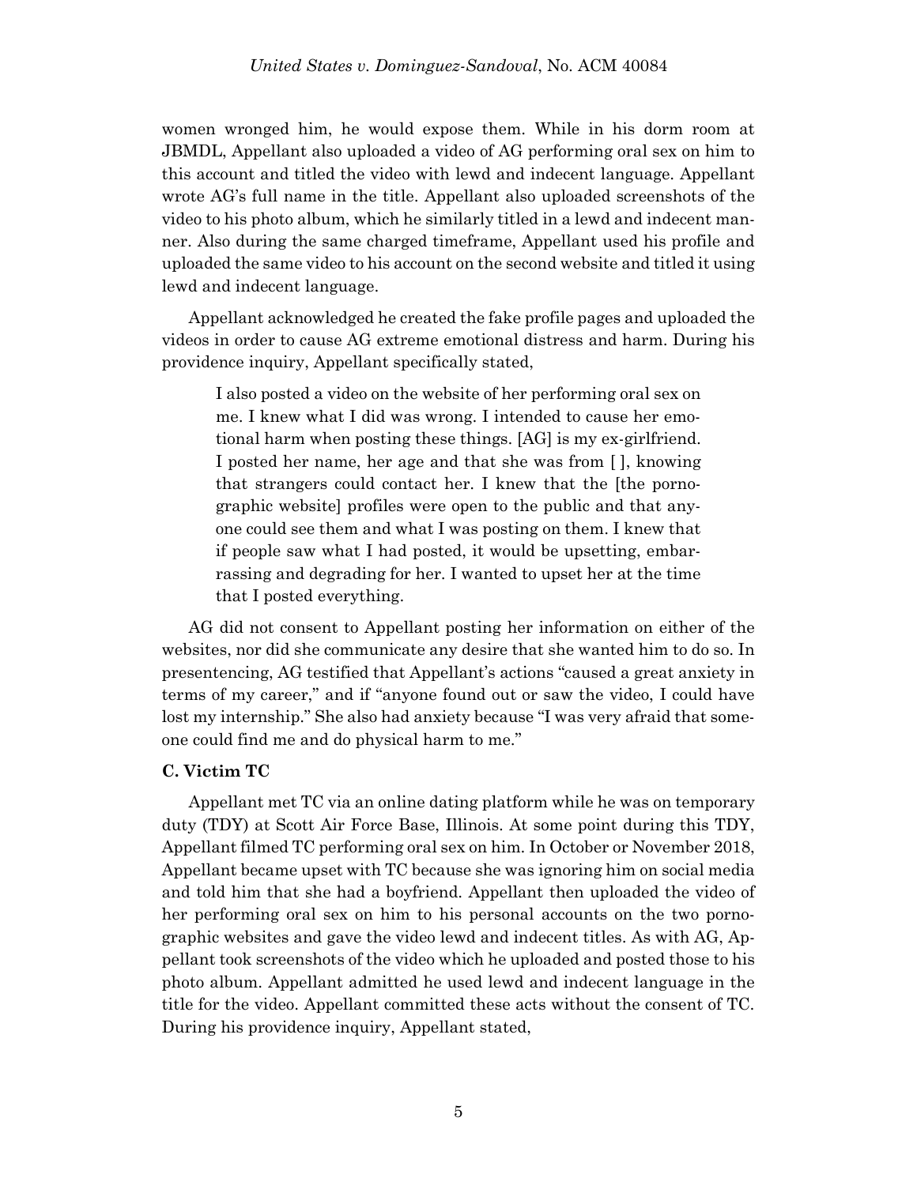women wronged him, he would expose them. While in his dorm room at JBMDL, Appellant also uploaded a video of AG performing oral sex on him to this account and titled the video with lewd and indecent language. Appellant wrote AG's full name in the title. Appellant also uploaded screenshots of the video to his photo album, which he similarly titled in a lewd and indecent manner. Also during the same charged timeframe, Appellant used his profile and uploaded the same video to his account on the second website and titled it using lewd and indecent language.

Appellant acknowledged he created the fake profile pages and uploaded the videos in order to cause AG extreme emotional distress and harm. During his providence inquiry, Appellant specifically stated,

> I also posted a video on the website of her performing oral sex on me. I knew what I did was wrong. I intended to cause her emotional harm when posting these things. [AG] is my ex-girlfriend. I posted her name, her age and that she was from [ ], knowing that strangers could contact her. I knew that the [the pornographic website] profiles were open to the public and that anyone could see them and what I was posting on them. I knew that if people saw what I had posted, it would be upsetting, embarrassing and degrading for her. I wanted to upset her at the time that I posted everything.

AG did not consent to Appellant posting her information on either of the websites, nor did she communicate any desire that she wanted him to do so. In presentencing, AG testified that Appellant's actions "caused a great anxiety in terms of my career," and if "anyone found out or saw the video, I could have lost my internship." She also had anxiety because "I was very afraid that someone could find me and do physical harm to me."

### C. Victim TC

Appellant met TC via an online dating platform while he was on temporary duty (TDY) at Scott Air Force Base, Illinois. At some point during this TDY, Appellant filmed TC performing oral sex on him. In October or November 2018, Appellant became upset with TC because she was ignoring him on social media and told him that she had a boyfriend. Appellant then uploaded the video of her performing oral sex on him to his personal accounts on the two pornographic websites and gave the video lewd and indecent titles. As with AG, Appellant took screenshots of the video which he uploaded and posted those to his photo album. Appellant admitted he used lewd and indecent language in the title for the video. Appellant committed these acts without the consent of TC. During his providence inquiry, Appellant stated,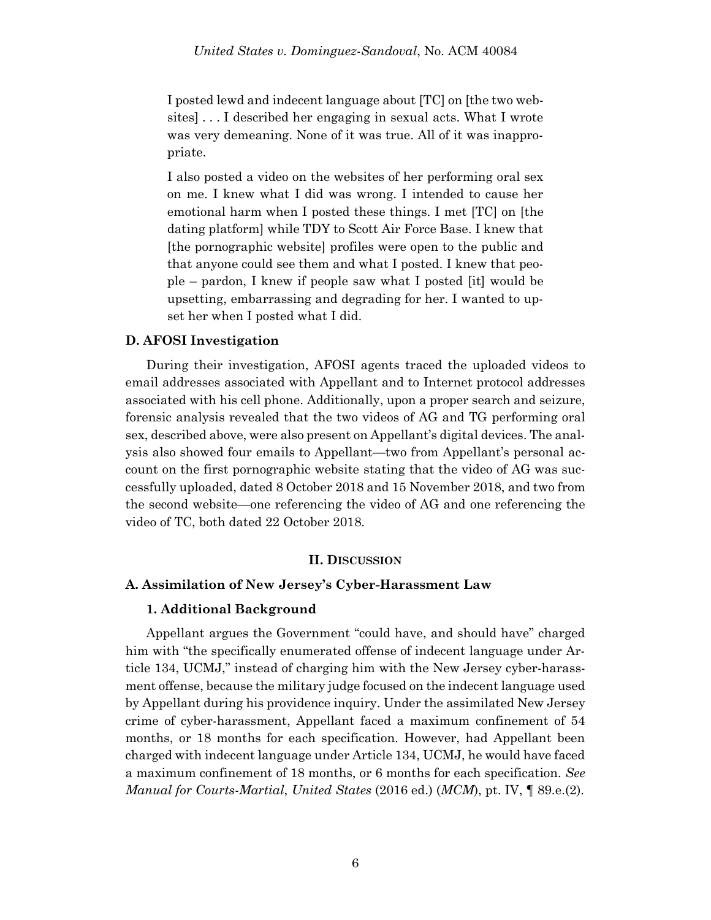> I posted lewd and indecent language about [TC] on [the two websites] . . . I described her engaging in sexual acts. What I wrote was very demeaning. None of it was true. All of it was inappropriate.
>
> I also posted a video on the websites of her performing oral sex on me. I knew what I did was wrong. I intended to cause her emotional harm when I posted these things. I met [TC] on [the dating platform] while TDY to Scott Air Force Base. I knew that [the pornographic website] profiles were open to the public and that anyone could see them and what I posted. I knew that people – pardon, I knew if people saw what I posted [it] would be upsetting, embarrassing and degrading for her. I wanted to upset her when I posted what I did.

### D. AFOSI Investigation

During their investigation, AFOSI agents traced the uploaded videos to email addresses associated with Appellant and to Internet protocol addresses associated with his cell phone. Additionally, upon a proper search and seizure, forensic analysis revealed that the two videos of AG and TG performing oral sex, described above, were also present on Appellant's digital devices. The analysis also showed four emails to Appellant—two from Appellant's personal account on the first pornographic website stating that the video of AG was successfully uploaded, dated 8 October 2018 and 15 November 2018, and two from the second website—one referencing the video of AG and one referencing the video of TC, both dated 22 October 2018.

## II. Discussion

### A. Assimilation of New Jersey's Cyber-Harassment Law

#### 1. Additional Background

Appellant argues the Government "could have, and should have" charged him with "the specifically enumerated offense of indecent language under Article 134, UCMJ," instead of charging him with the New Jersey cyber-harassment offense, because the military judge focused on the indecent language used by Appellant during his providence inquiry. Under the assimilated New Jersey crime of cyber-harassment, Appellant faced a maximum confinement of 54 months, or 18 months for each specification. However, had Appellant been charged with indecent language under Article 134, UCMJ, he would have faced a maximum confinement of 18 months, or 6 months for each specification. *See Manual for Courts-Martial*, *United States* (2016 ed.) (*MCM*), pt. IV, ¶ 89.e.(2).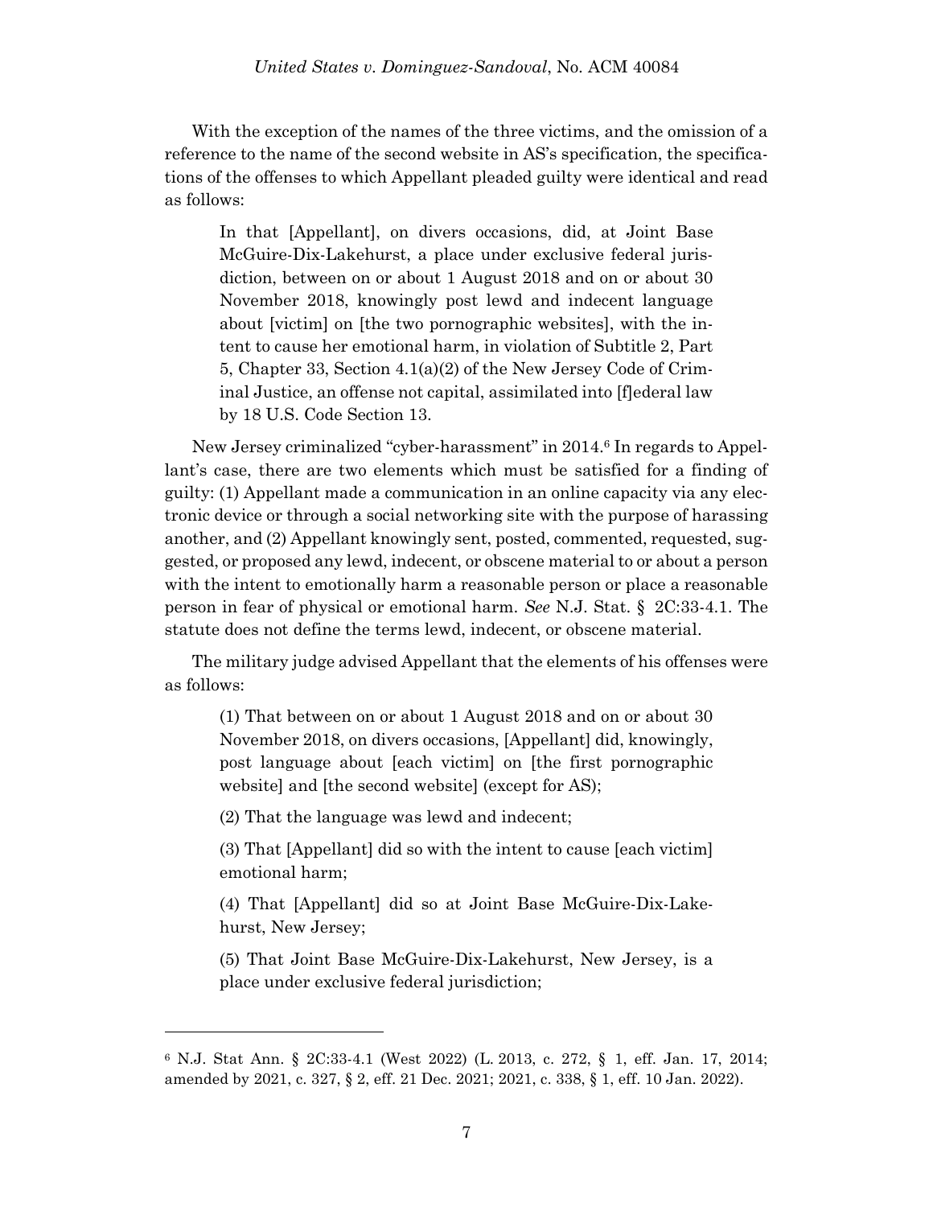With the exception of the names of the three victims, and the omission of a reference to the name of the second website in AS's specification, the specifications of the offenses to which Appellant pleaded guilty were identical and read as follows:

> In that [Appellant], on divers occasions, did, at Joint Base McGuire-Dix-Lakehurst, a place under exclusive federal jurisdiction, between on or about 1 August 2018 and on or about 30 November 2018, knowingly post lewd and indecent language about [victim] on [the two pornographic websites], with the intent to cause her emotional harm, in violation of Subtitle 2, Part 5, Chapter 33, Section 4.1(a)(2) of the New Jersey Code of Criminal Justice, an offense not capital, assimilated into [f]ederal law by 18 U.S. Code Section 13.

New Jersey criminalized "cyber-harassment" in 2014.[6] In regards to Appellant's case, there are two elements which must be satisfied for a finding of guilty: (1) Appellant made a communication in an online capacity via any electronic device or through a social networking site with the purpose of harassing another, and (2) Appellant knowingly sent, posted, commented, requested, suggested, or proposed any lewd, indecent, or obscene material to or about a person with the intent to emotionally harm a reasonable person or place a reasonable person in fear of physical or emotional harm. *See* N.J. Stat. § 2C:33-4.1. The statute does not define the terms lewd, indecent, or obscene material.

The military judge advised Appellant that the elements of his offenses were as follows:

> (1) That between on or about 1 August 2018 and on or about 30 November 2018, on divers occasions, [Appellant] did, knowingly, post language about [each victim] on [the first pornographic website] and [the second website] (except for AS);
>
> (2) That the language was lewd and indecent;
>
> (3) That [Appellant] did so with the intent to cause [each victim] emotional harm;
>
> (4) That [Appellant] did so at Joint Base McGuire-Dix-Lakehurst, New Jersey;
>
> (5) That Joint Base McGuire-Dix-Lakehurst, New Jersey, is a place under exclusive federal jurisdiction;

---

[6] N.J. Stat Ann. § 2C:33-4.1 (West 2022) (L. 2013, c. 272, § 1, eff. Jan. 17, 2014; amended by 2021, c. 327, § 2, eff. 21 Dec. 2021; 2021, c. 338, § 1, eff. 10 Jan. 2022).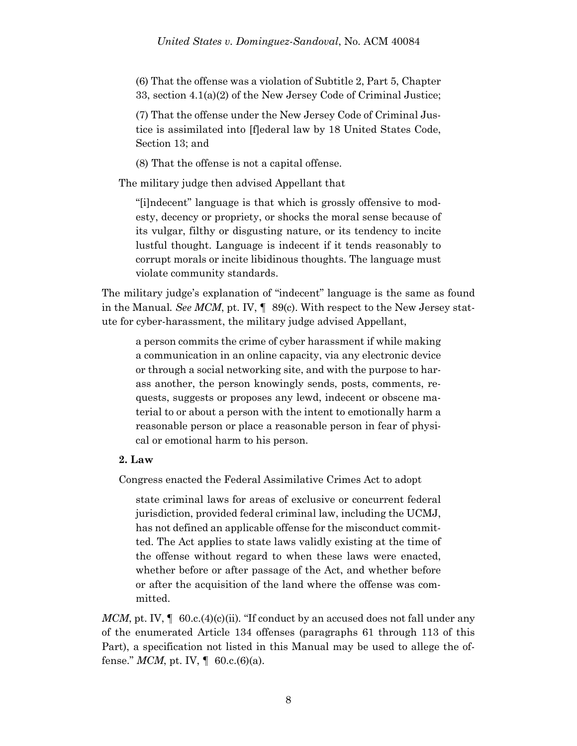(6) That the offense was a violation of Subtitle 2, Part 5, Chapter 33, section 4.1(a)(2) of the New Jersey Code of Criminal Justice;

(7) That the offense under the New Jersey Code of Criminal Justice is assimilated into [f]ederal law by 18 United States Code, Section 13; and

(8) That the offense is not a capital offense.

The military judge then advised Appellant that

> "[i]ndecent" language is that which is grossly offensive to modesty, decency or propriety, or shocks the moral sense because of its vulgar, filthy or disgusting nature, or its tendency to incite lustful thought. Language is indecent if it tends reasonably to corrupt morals or incite libidinous thoughts. The language must violate community standards.

The military judge's explanation of "indecent" language is the same as found in the Manual. *See MCM*, pt. IV, ¶ 89(c). With respect to the New Jersey statute for cyber-harassment, the military judge advised Appellant,

> a person commits the crime of cyber harassment if while making a communication in an online capacity, via any electronic device or through a social networking site, and with the purpose to harass another, the person knowingly sends, posts, comments, requests, suggests or proposes any lewd, indecent or obscene material to or about a person with the intent to emotionally harm a reasonable person or place a reasonable person in fear of physical or emotional harm to his person.

**2. Law**

Congress enacted the Federal Assimilative Crimes Act to adopt

> state criminal laws for areas of exclusive or concurrent federal jurisdiction, provided federal criminal law, including the UCMJ, has not defined an applicable offense for the misconduct committed. The Act applies to state laws validly existing at the time of the offense without regard to when these laws were enacted, whether before or after passage of the Act, and whether before or after the acquisition of the land where the offense was committed.

*MCM*, pt. IV, ¶ 60.c.(4)(c)(ii). "If conduct by an accused does not fall under any of the enumerated Article 134 offenses (paragraphs 61 through 113 of this Part), a specification not listed in this Manual may be used to allege the offense." *MCM*, pt. IV, ¶ 60.c.(6)(a).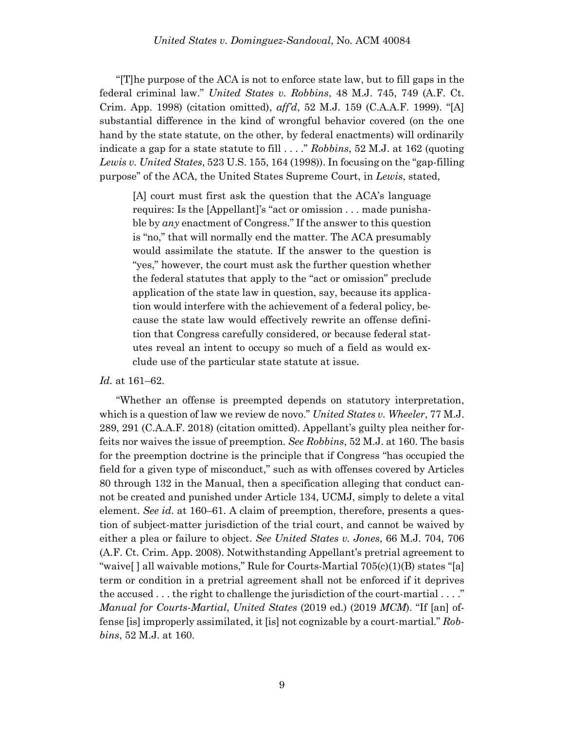"[T]he purpose of the ACA is not to enforce state law, but to fill gaps in the federal criminal law." *United States v. Robbins*, 48 M.J. 745, 749 (A.F. Ct. Crim. App. 1998) (citation omitted), *aff'd*, 52 M.J. 159 (C.A.A.F. 1999). "[A] substantial difference in the kind of wrongful behavior covered (on the one hand by the state statute, on the other, by federal enactments) will ordinarily indicate a gap for a state statute to fill . . . ." *Robbins*, 52 M.J. at 162 (quoting *Lewis v. United States*, 523 U.S. 155, 164 (1998)). In focusing on the "gap-filling purpose" of the ACA, the United States Supreme Court, in *Lewis*, stated,

> [A] court must first ask the question that the ACA's language requires: Is the [Appellant]'s "act or omission . . . made punishable by *any* enactment of Congress." If the answer to this question is "no," that will normally end the matter. The ACA presumably would assimilate the statute. If the answer to the question is "yes," however, the court must ask the further question whether the federal statutes that apply to the "act or omission" preclude application of the state law in question, say, because its application would interfere with the achievement of a federal policy, because the state law would effectively rewrite an offense definition that Congress carefully considered, or because federal statutes reveal an intent to occupy so much of a field as would exclude use of the particular state statute at issue.

*Id.* at 161–62.

"Whether an offense is preempted depends on statutory interpretation, which is a question of law we review de novo." *United States v. Wheeler*, 77 M.J. 289, 291 (C.A.A.F. 2018) (citation omitted). Appellant's guilty plea neither forfeits nor waives the issue of preemption. *See Robbins*, 52 M.J. at 160. The basis for the preemption doctrine is the principle that if Congress "has occupied the field for a given type of misconduct," such as with offenses covered by Articles 80 through 132 in the Manual, then a specification alleging that conduct cannot be created and punished under Article 134, UCMJ, simply to delete a vital element. *See id.* at 160–61. A claim of preemption, therefore, presents a question of subject-matter jurisdiction of the trial court, and cannot be waived by either a plea or failure to object. *See United States v. Jones*, 66 M.J. 704, 706 (A.F. Ct. Crim. App. 2008). Notwithstanding Appellant's pretrial agreement to "waive[ ] all waivable motions," Rule for Courts-Martial 705(c)(1)(B) states "[a] term or condition in a pretrial agreement shall not be enforced if it deprives the accused . . . the right to challenge the jurisdiction of the court-martial . . . ." *Manual for Courts-Martial*, *United States* (2019 ed.) (2019 *MCM*). "If [an] offense [is] improperly assimilated, it [is] not cognizable by a court-martial." *Robbins*, 52 M.J. at 160.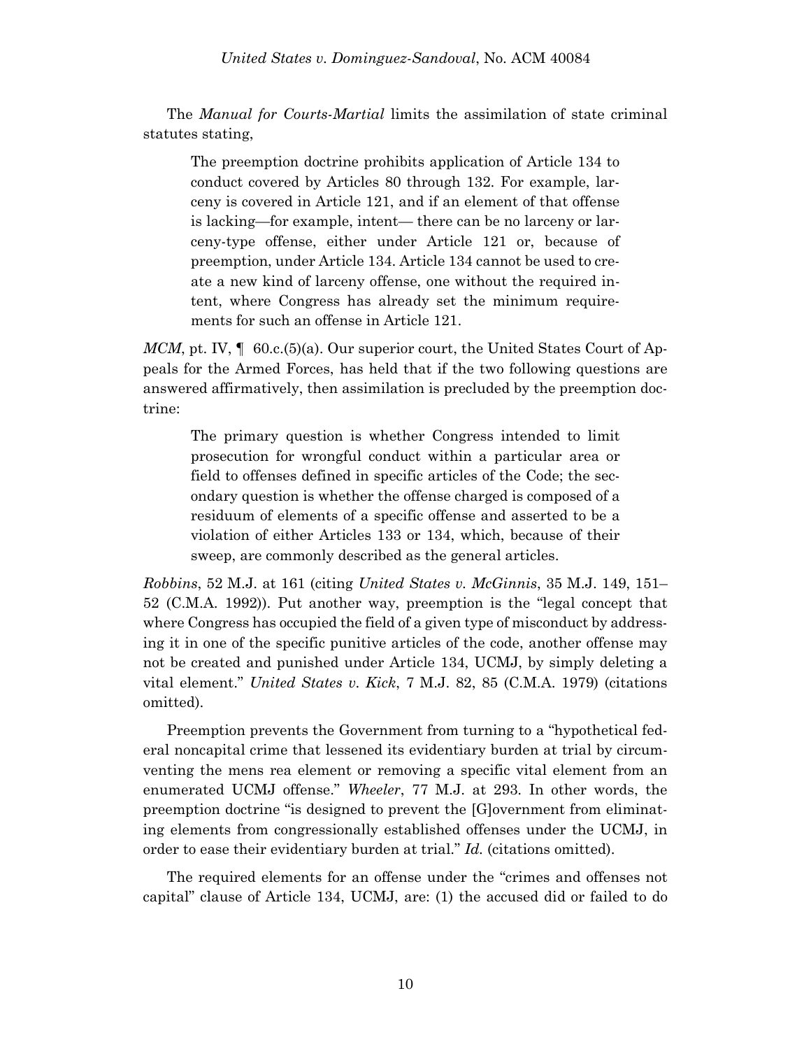The *Manual for Courts-Martial* limits the assimilation of state criminal statutes stating,

> The preemption doctrine prohibits application of Article 134 to conduct covered by Articles 80 through 132. For example, larceny is covered in Article 121, and if an element of that offense is lacking—for example, intent— there can be no larceny or larceny-type offense, either under Article 121 or, because of preemption, under Article 134. Article 134 cannot be used to create a new kind of larceny offense, one without the required intent, where Congress has already set the minimum requirements for such an offense in Article 121.

*MCM*, pt. IV, ¶ 60.c.(5)(a). Our superior court, the United States Court of Appeals for the Armed Forces, has held that if the two following questions are answered affirmatively, then assimilation is precluded by the preemption doctrine:

> The primary question is whether Congress intended to limit prosecution for wrongful conduct within a particular area or field to offenses defined in specific articles of the Code; the secondary question is whether the offense charged is composed of a residuum of elements of a specific offense and asserted to be a violation of either Articles 133 or 134, which, because of their sweep, are commonly described as the general articles.

*Robbins*, 52 M.J. at 161 (citing *United States v. McGinnis*, 35 M.J. 149, 151–52 (C.M.A. 1992)). Put another way, preemption is the "legal concept that where Congress has occupied the field of a given type of misconduct by addressing it in one of the specific punitive articles of the code, another offense may not be created and punished under Article 134, UCMJ, by simply deleting a vital element." *United States v. Kick*, 7 M.J. 82, 85 (C.M.A. 1979) (citations omitted).

Preemption prevents the Government from turning to a "hypothetical federal noncapital crime that lessened its evidentiary burden at trial by circumventing the mens rea element or removing a specific vital element from an enumerated UCMJ offense." *Wheeler*, 77 M.J. at 293. In other words, the preemption doctrine "is designed to prevent the [G]overnment from eliminating elements from congressionally established offenses under the UCMJ, in order to ease their evidentiary burden at trial." *Id.* (citations omitted).

The required elements for an offense under the "crimes and offenses not capital" clause of Article 134, UCMJ, are: (1) the accused did or failed to do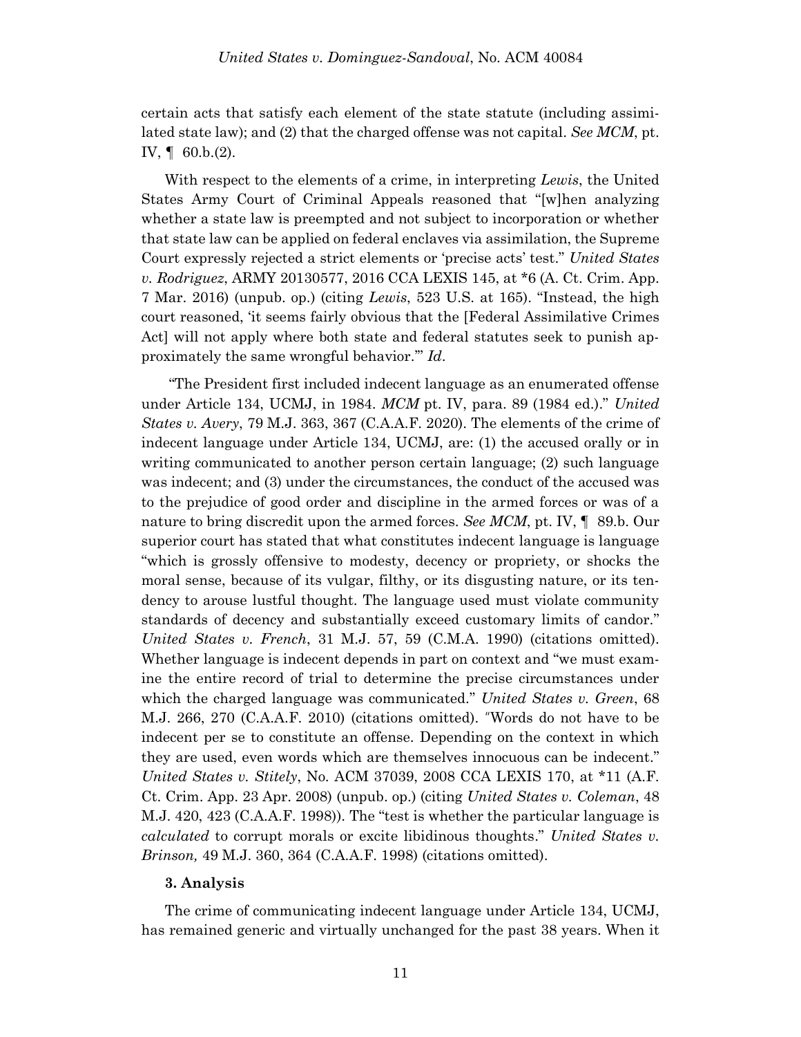certain acts that satisfy each element of the state statute (including assimilated state law); and (2) that the charged offense was not capital. *See MCM*, pt. IV, ¶ 60.b.(2).

With respect to the elements of a crime, in interpreting *Lewis*, the United States Army Court of Criminal Appeals reasoned that "[w]hen analyzing whether a state law is preempted and not subject to incorporation or whether that state law can be applied on federal enclaves via assimilation, the Supreme Court expressly rejected a strict elements or 'precise acts' test." *United States v. Rodriguez*, ARMY 20130577, 2016 CCA LEXIS 145, at *6 (A. Ct. Crim. App. 7 Mar. 2016) (unpub. op.) (citing *Lewis*, 523 U.S. at 165). "Instead, the high court reasoned, 'it seems fairly obvious that the [Federal Assimilative Crimes Act] will not apply where both state and federal statutes seek to punish approximately the same wrongful behavior.'" *Id*.

"The President first included indecent language as an enumerated offense under Article 134, UCMJ, in 1984. *MCM* pt. IV, para. 89 (1984 ed.)." *United States v. Avery*, 79 M.J. 363, 367 (C.A.A.F. 2020). The elements of the crime of indecent language under Article 134, UCMJ, are: (1) the accused orally or in writing communicated to another person certain language; (2) such language was indecent; and (3) under the circumstances, the conduct of the accused was to the prejudice of good order and discipline in the armed forces or was of a nature to bring discredit upon the armed forces. *See MCM*, pt. IV, ¶ 89.b. Our superior court has stated that what constitutes indecent language is language "which is grossly offensive to modesty, decency or propriety, or shocks the moral sense, because of its vulgar, filthy, or its disgusting nature, or its tendency to arouse lustful thought. The language used must violate community standards of decency and substantially exceed customary limits of candor." *United States v. French*, 31 M.J. 57, 59 (C.M.A. 1990) (citations omitted). Whether language is indecent depends in part on context and "we must examine the entire record of trial to determine the precise circumstances under which the charged language was communicated." *United States v. Green*, 68 M.J. 266, 270 (C.A.A.F. 2010) (citations omitted). "Words do not have to be indecent per se to constitute an offense. Depending on the context in which they are used, even words which are themselves innocuous can be indecent." *United States v. Stitely*, No. ACM 37039, 2008 CCA LEXIS 170, at *11 (A.F. Ct. Crim. App. 23 Apr. 2008) (unpub. op.) (citing *United States v. Coleman*, 48 M.J. 420, 423 (C.A.A.F. 1998)). The "test is whether the particular language is *calculated* to corrupt morals or excite libidinous thoughts." *United States v. Brinson,* 49 M.J. 360, 364 (C.A.A.F. 1998) (citations omitted).

**3. Analysis**

The crime of communicating indecent language under Article 134, UCMJ, has remained generic and virtually unchanged for the past 38 years. When it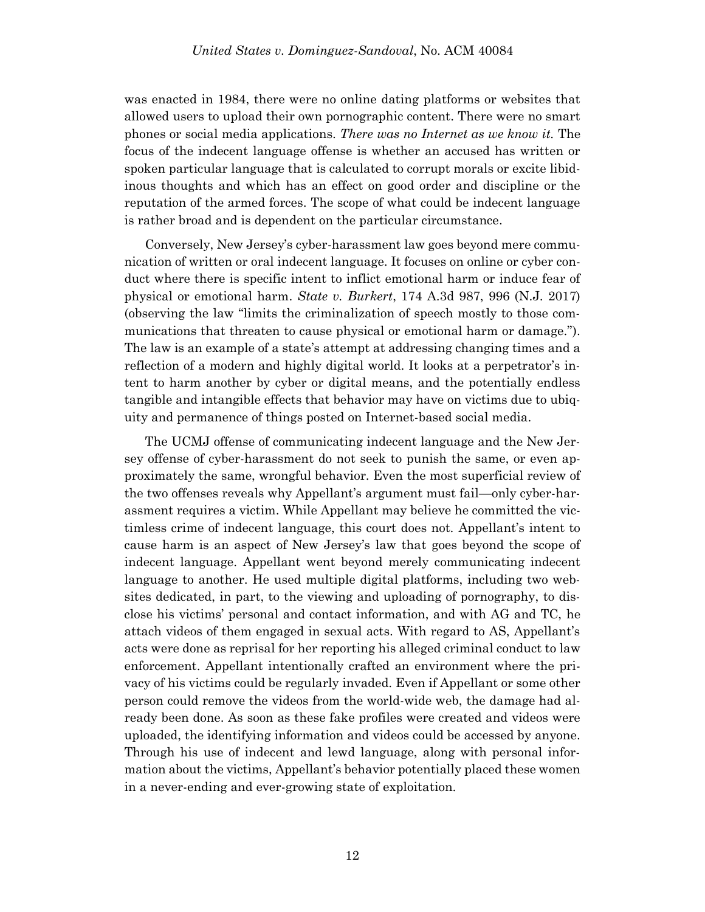was enacted in 1984, there were no online dating platforms or websites that allowed users to upload their own pornographic content. There were no smart phones or social media applications. *There was no Internet as we know it.* The focus of the indecent language offense is whether an accused has written or spoken particular language that is calculated to corrupt morals or excite libidinous thoughts and which has an effect on good order and discipline or the reputation of the armed forces. The scope of what could be indecent language is rather broad and is dependent on the particular circumstance.

Conversely, New Jersey's cyber-harassment law goes beyond mere communication of written or oral indecent language. It focuses on online or cyber conduct where there is specific intent to inflict emotional harm or induce fear of physical or emotional harm. *State v. Burkert*, 174 A.3d 987, 996 (N.J. 2017) (observing the law "limits the criminalization of speech mostly to those communications that threaten to cause physical or emotional harm or damage."). The law is an example of a state's attempt at addressing changing times and a reflection of a modern and highly digital world. It looks at a perpetrator's intent to harm another by cyber or digital means, and the potentially endless tangible and intangible effects that behavior may have on victims due to ubiquity and permanence of things posted on Internet-based social media.

The UCMJ offense of communicating indecent language and the New Jersey offense of cyber-harassment do not seek to punish the same, or even approximately the same, wrongful behavior. Even the most superficial review of the two offenses reveals why Appellant's argument must fail—only cyber-harassment requires a victim. While Appellant may believe he committed the victimless crime of indecent language, this court does not. Appellant's intent to cause harm is an aspect of New Jersey's law that goes beyond the scope of indecent language. Appellant went beyond merely communicating indecent language to another. He used multiple digital platforms, including two websites dedicated, in part, to the viewing and uploading of pornography, to disclose his victims' personal and contact information, and with AG and TC, he attach videos of them engaged in sexual acts. With regard to AS, Appellant's acts were done as reprisal for her reporting his alleged criminal conduct to law enforcement. Appellant intentionally crafted an environment where the privacy of his victims could be regularly invaded. Even if Appellant or some other person could remove the videos from the world-wide web, the damage had already been done. As soon as these fake profiles were created and videos were uploaded, the identifying information and videos could be accessed by anyone. Through his use of indecent and lewd language, along with personal information about the victims, Appellant's behavior potentially placed these women in a never-ending and ever-growing state of exploitation.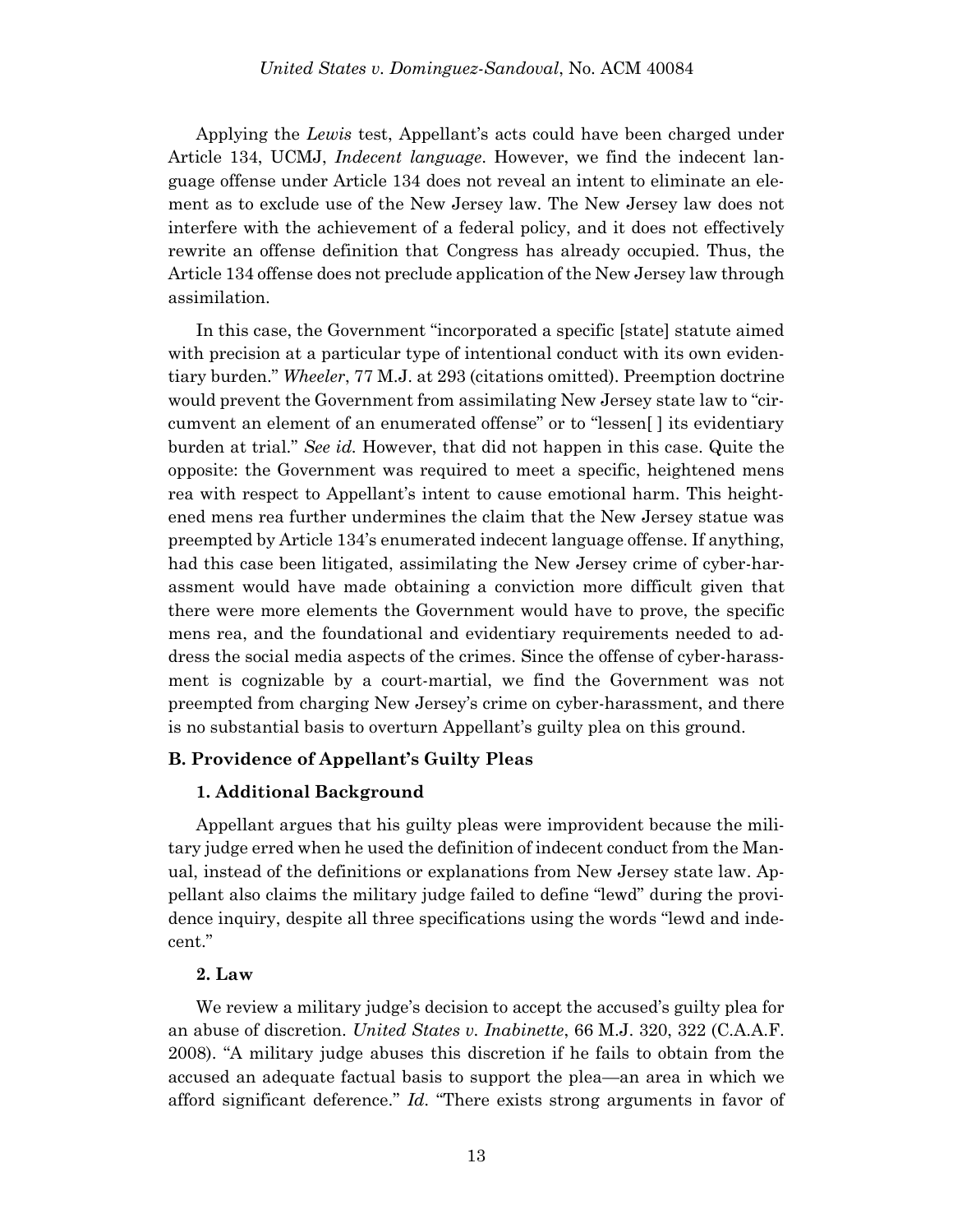Applying the *Lewis* test, Appellant's acts could have been charged under Article 134, UCMJ, *Indecent language*. However, we find the indecent language offense under Article 134 does not reveal an intent to eliminate an element as to exclude use of the New Jersey law. The New Jersey law does not interfere with the achievement of a federal policy, and it does not effectively rewrite an offense definition that Congress has already occupied. Thus, the Article 134 offense does not preclude application of the New Jersey law through assimilation.

In this case, the Government "incorporated a specific [state] statute aimed with precision at a particular type of intentional conduct with its own evidentiary burden." *Wheeler*, 77 M.J. at 293 (citations omitted). Preemption doctrine would prevent the Government from assimilating New Jersey state law to "circumvent an element of an enumerated offense" or to "lessen[ ] its evidentiary burden at trial." *See id.* However, that did not happen in this case. Quite the opposite: the Government was required to meet a specific, heightened mens rea with respect to Appellant's intent to cause emotional harm. This heightened mens rea further undermines the claim that the New Jersey statue was preempted by Article 134's enumerated indecent language offense. If anything, had this case been litigated, assimilating the New Jersey crime of cyber-harassment would have made obtaining a conviction more difficult given that there were more elements the Government would have to prove, the specific mens rea, and the foundational and evidentiary requirements needed to address the social media aspects of the crimes. Since the offense of cyber-harassment is cognizable by a court-martial, we find the Government was not preempted from charging New Jersey's crime on cyber-harassment, and there is no substantial basis to overturn Appellant's guilty plea on this ground.

### B. Providence of Appellant's Guilty Pleas

#### 1. Additional Background

Appellant argues that his guilty pleas were improvident because the military judge erred when he used the definition of indecent conduct from the Manual, instead of the definitions or explanations from New Jersey state law. Appellant also claims the military judge failed to define "lewd" during the providence inquiry, despite all three specifications using the words "lewd and indecent."

#### 2. Law

We review a military judge's decision to accept the accused's guilty plea for an abuse of discretion. *United States v. Inabinette*, 66 M.J. 320, 322 (C.A.A.F. 2008). "A military judge abuses this discretion if he fails to obtain from the accused an adequate factual basis to support the plea—an area in which we afford significant deference." *Id*. "There exists strong arguments in favor of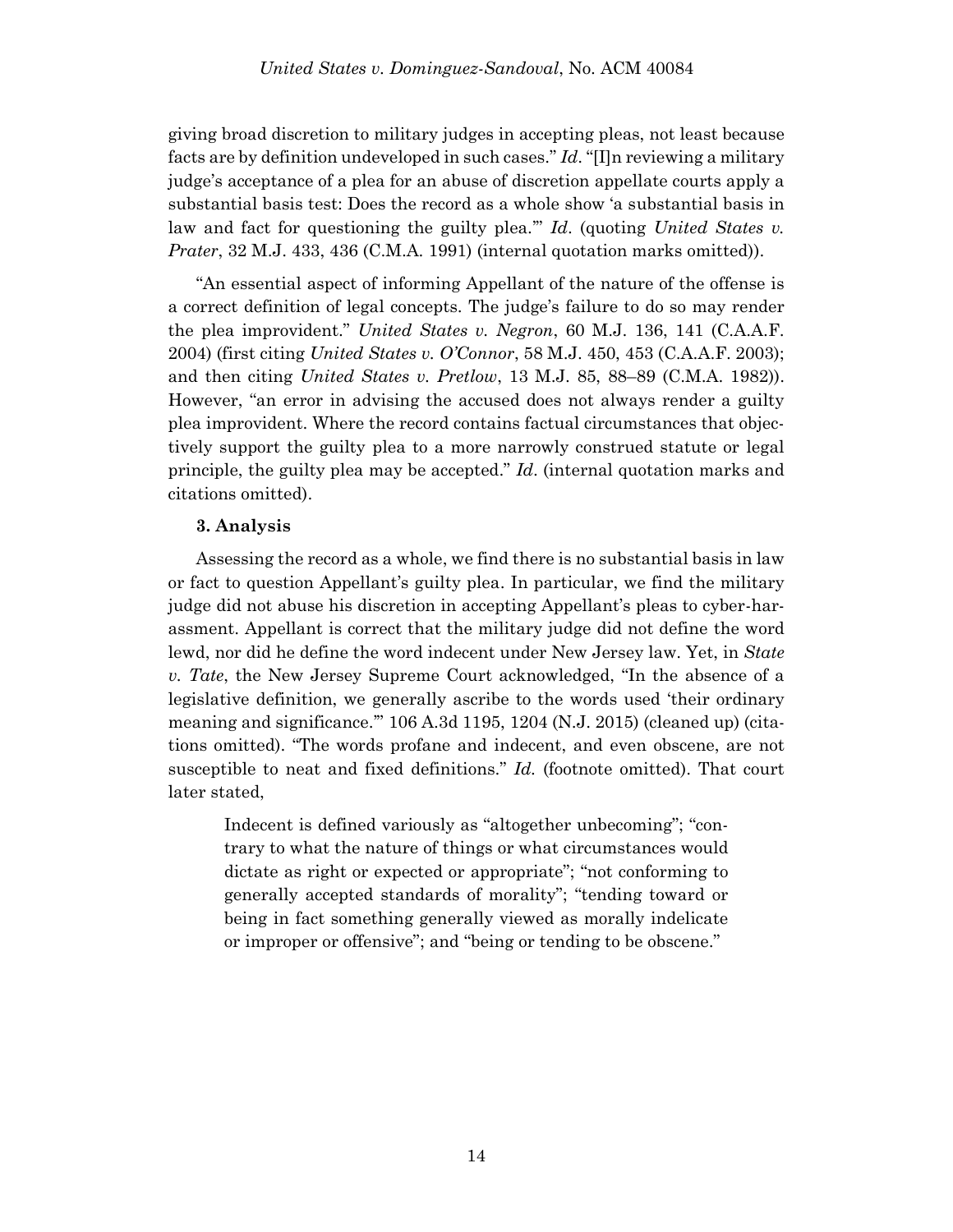giving broad discretion to military judges in accepting pleas, not least because facts are by definition undeveloped in such cases." *Id*. "[I]n reviewing a military judge's acceptance of a plea for an abuse of discretion appellate courts apply a substantial basis test: Does the record as a whole show 'a substantial basis in law and fact for questioning the guilty plea.'" *Id*. (quoting *United States v. Prater*, 32 M.J. 433, 436 (C.M.A. 1991) (internal quotation marks omitted)).

"An essential aspect of informing Appellant of the nature of the offense is a correct definition of legal concepts. The judge's failure to do so may render the plea improvident." *United States v. Negron*, 60 M.J. 136, 141 (C.A.A.F. 2004) (first citing *United States v. O'Connor*, 58 M.J. 450, 453 (C.A.A.F. 2003); and then citing *United States v. Pretlow*, 13 M.J. 85, 88–89 (C.M.A. 1982)). However, "an error in advising the accused does not always render a guilty plea improvident. Where the record contains factual circumstances that objectively support the guilty plea to a more narrowly construed statute or legal principle, the guilty plea may be accepted." *Id*. (internal quotation marks and citations omitted).

### 3. Analysis

Assessing the record as a whole, we find there is no substantial basis in law or fact to question Appellant's guilty plea. In particular, we find the military judge did not abuse his discretion in accepting Appellant's pleas to cyber-harassment. Appellant is correct that the military judge did not define the word lewd, nor did he define the word indecent under New Jersey law. Yet, in *State v. Tate*, the New Jersey Supreme Court acknowledged, "In the absence of a legislative definition, we generally ascribe to the words used 'their ordinary meaning and significance.'" 106 A.3d 1195, 1204 (N.J. 2015) (cleaned up) (citations omitted). "The words profane and indecent, and even obscene, are not susceptible to neat and fixed definitions." *Id.* (footnote omitted). That court later stated,

> Indecent is defined variously as "altogether unbecoming"; "contrary to what the nature of things or what circumstances would dictate as right or expected or appropriate"; "not conforming to generally accepted standards of morality"; "tending toward or being in fact something generally viewed as morally indelicate or improper or offensive"; and "being or tending to be obscene."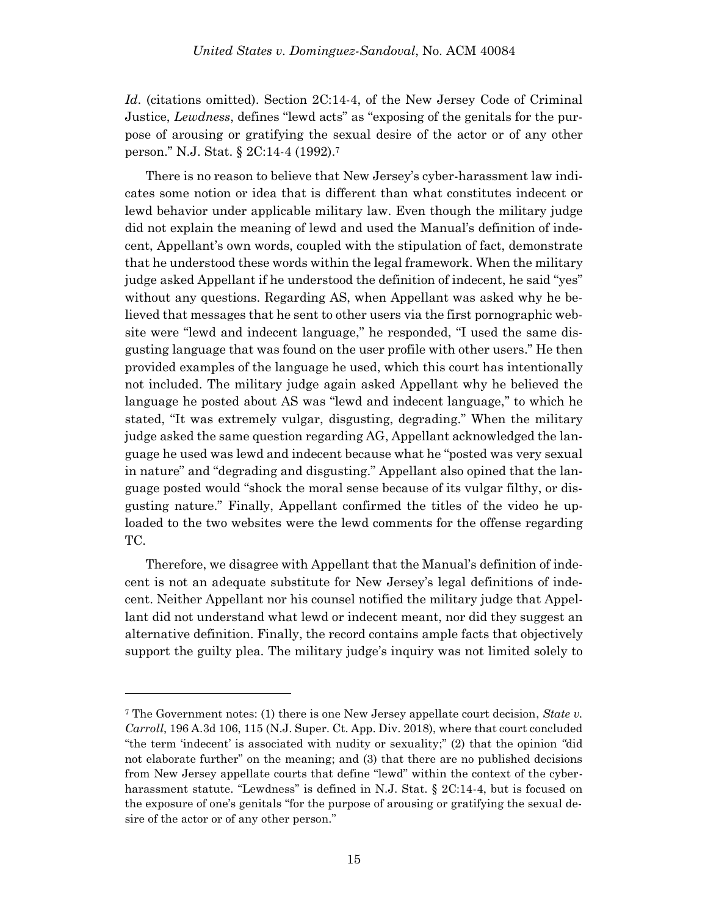*Id.* (citations omitted). Section 2C:14-4, of the New Jersey Code of Criminal Justice, *Lewdness*, defines "lewd acts" as "exposing of the genitals for the purpose of arousing or gratifying the sexual desire of the actor or of any other person." N.J. Stat. § 2C:14-4 (1992).[7]

There is no reason to believe that New Jersey's cyber-harassment law indicates some notion or idea that is different than what constitutes indecent or lewd behavior under applicable military law. Even though the military judge did not explain the meaning of lewd and used the Manual's definition of indecent, Appellant's own words, coupled with the stipulation of fact, demonstrate that he understood these words within the legal framework. When the military judge asked Appellant if he understood the definition of indecent, he said "yes" without any questions. Regarding AS, when Appellant was asked why he believed that messages that he sent to other users via the first pornographic website were "lewd and indecent language," he responded, "I used the same disgusting language that was found on the user profile with other users." He then provided examples of the language he used, which this court has intentionally not included. The military judge again asked Appellant why he believed the language he posted about AS was "lewd and indecent language," to which he stated, "It was extremely vulgar, disgusting, degrading." When the military judge asked the same question regarding AG, Appellant acknowledged the language he used was lewd and indecent because what he "posted was very sexual in nature" and "degrading and disgusting." Appellant also opined that the language posted would "shock the moral sense because of its vulgar filthy, or disgusting nature." Finally, Appellant confirmed the titles of the video he uploaded to the two websites were the lewd comments for the offense regarding TC.

Therefore, we disagree with Appellant that the Manual's definition of indecent is not an adequate substitute for New Jersey's legal definitions of indecent. Neither Appellant nor his counsel notified the military judge that Appellant did not understand what lewd or indecent meant, nor did they suggest an alternative definition. Finally, the record contains ample facts that objectively support the guilty plea. The military judge's inquiry was not limited solely to

---

[7] The Government notes: (1) there is one New Jersey appellate court decision, *State v. Carroll*, 196 A.3d 106, 115 (N.J. Super. Ct. App. Div. 2018), where that court concluded "the term 'indecent' is associated with nudity or sexuality;" (2) that the opinion "did not elaborate further" on the meaning; and (3) that there are no published decisions from New Jersey appellate courts that define "lewd" within the context of the cyber-harassment statute. "Lewdness" is defined in N.J. Stat. § 2C:14-4, but is focused on the exposure of one's genitals "for the purpose of arousing or gratifying the sexual desire of the actor or of any other person."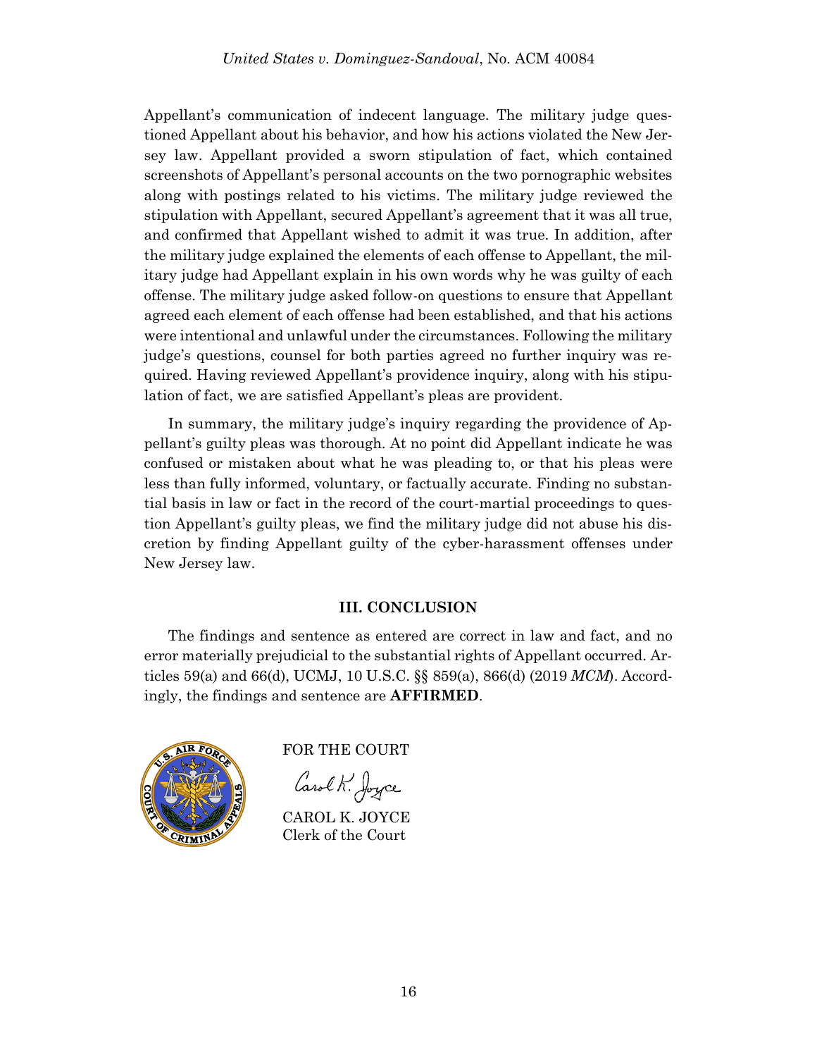Appellant's communication of indecent language. The military judge questioned Appellant about his behavior, and how his actions violated the New Jersey law. Appellant provided a sworn stipulation of fact, which contained screenshots of Appellant's personal accounts on the two pornographic websites along with postings related to his victims. The military judge reviewed the stipulation with Appellant, secured Appellant's agreement that it was all true, and confirmed that Appellant wished to admit it was true. In addition, after the military judge explained the elements of each offense to Appellant, the military judge had Appellant explain in his own words why he was guilty of each offense. The military judge asked follow-on questions to ensure that Appellant agreed each element of each offense had been established, and that his actions were intentional and unlawful under the circumstances. Following the military judge's questions, counsel for both parties agreed no further inquiry was required. Having reviewed Appellant's providence inquiry, along with his stipulation of fact, we are satisfied Appellant's pleas are provident.

In summary, the military judge's inquiry regarding the providence of Appellant's guilty pleas was thorough. At no point did Appellant indicate he was confused or mistaken about what he was pleading to, or that his pleas were less than fully informed, voluntary, or factually accurate. Finding no substantial basis in law or fact in the record of the court-martial proceedings to question Appellant's guilty pleas, we find the military judge did not abuse his discretion by finding Appellant guilty of the cyber-harassment offenses under New Jersey law.

### III. CONCLUSION

The findings and sentence as entered are correct in law and fact, and no error materially prejudicial to the substantial rights of Appellant occurred. Articles 59(a) and 66(d), UCMJ, 10 U.S.C. §§ 859(a), 866(d) (2019 *MCM*). Accordingly, the findings and sentence are **AFFIRMED**.

FOR THE COURT

Carol K. Joyce

CAROL K. JOYCE
Clerk of the Court